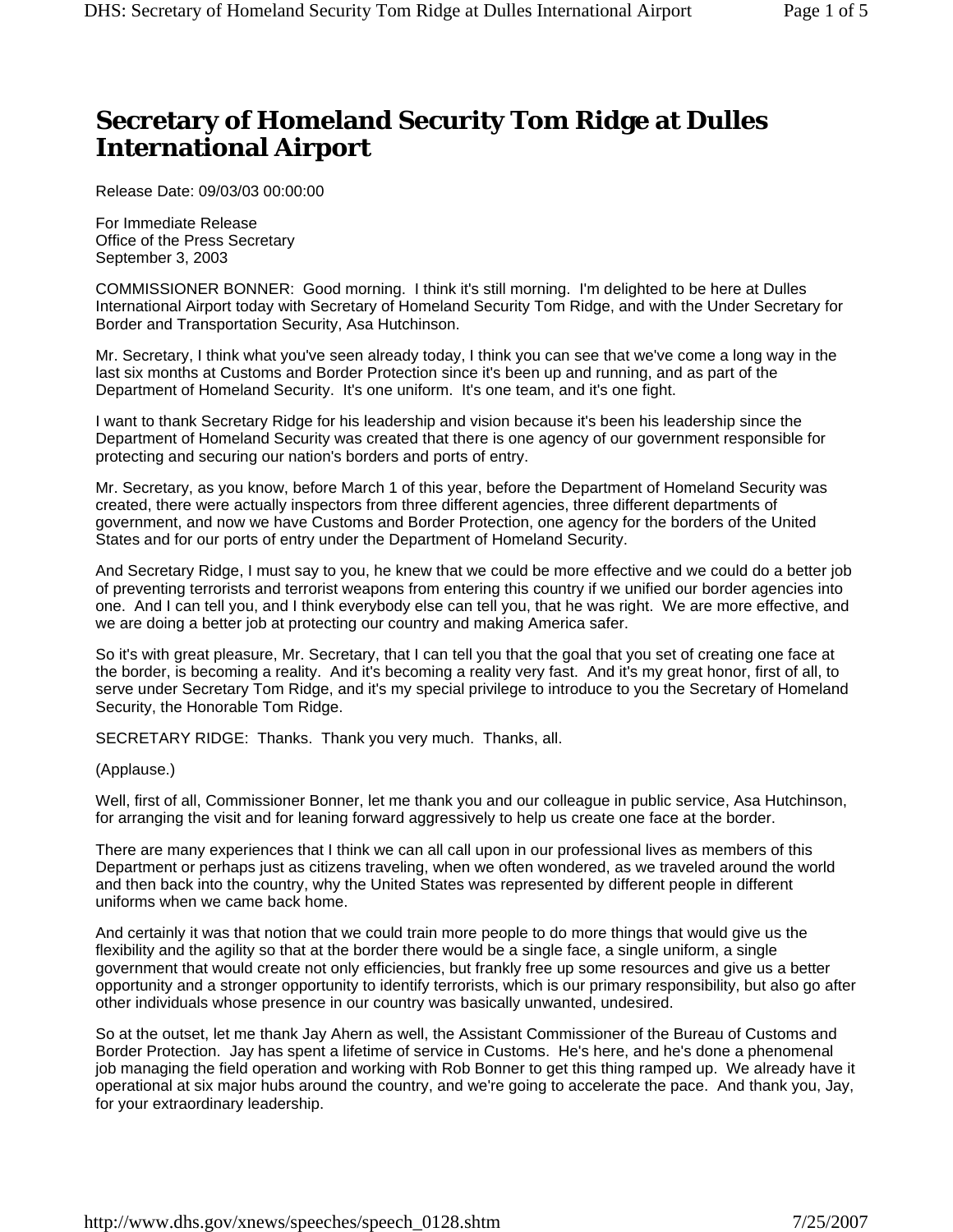# Secretary of Homeland Security Tom Ridge at Dulles International Airport

Release Date: 09/03/03 00:00:00

For Immediate Release
Office of the Press Secretary
September 3, 2003

COMMISSIONER BONNER: Good morning. I think it's still morning. I'm delighted to be here at Dulles International Airport today with Secretary of Homeland Security Tom Ridge, and with the Under Secretary for Border and Transportation Security, Asa Hutchinson.

Mr. Secretary, I think what you've seen already today, I think you can see that we've come a long way in the last six months at Customs and Border Protection since it's been up and running, and as part of the Department of Homeland Security. It's one uniform. It's one team, and it's one fight.

I want to thank Secretary Ridge for his leadership and vision because it's been his leadership since the Department of Homeland Security was created that there is one agency of our government responsible for protecting and securing our nation's borders and ports of entry.

Mr. Secretary, as you know, before March 1 of this year, before the Department of Homeland Security was created, there were actually inspectors from three different agencies, three different departments of government, and now we have Customs and Border Protection, one agency for the borders of the United States and for our ports of entry under the Department of Homeland Security.

And Secretary Ridge, I must say to you, he knew that we could be more effective and we could do a better job of preventing terrorists and terrorist weapons from entering this country if we unified our border agencies into one. And I can tell you, and I think everybody else can tell you, that he was right. We are more effective, and we are doing a better job at protecting our country and making America safer.

So it's with great pleasure, Mr. Secretary, that I can tell you that the goal that you set of creating one face at the border, is becoming a reality. And it's becoming a reality very fast. And it's my great honor, first of all, to serve under Secretary Tom Ridge, and it's my special privilege to introduce to you the Secretary of Homeland Security, the Honorable Tom Ridge.

SECRETARY RIDGE: Thanks. Thank you very much. Thanks, all.

(Applause.)

Well, first of all, Commissioner Bonner, let me thank you and our colleague in public service, Asa Hutchinson, for arranging the visit and for leaning forward aggressively to help us create one face at the border.

There are many experiences that I think we can all call upon in our professional lives as members of this Department or perhaps just as citizens traveling, when we often wondered, as we traveled around the world and then back into the country, why the United States was represented by different people in different uniforms when we came back home.

And certainly it was that notion that we could train more people to do more things that would give us the flexibility and the agility so that at the border there would be a single face, a single uniform, a single government that would create not only efficiencies, but frankly free up some resources and give us a better opportunity and a stronger opportunity to identify terrorists, which is our primary responsibility, but also go after other individuals whose presence in our country was basically unwanted, undesired.

So at the outset, let me thank Jay Ahern as well, the Assistant Commissioner of the Bureau of Customs and Border Protection. Jay has spent a lifetime of service in Customs. He's here, and he's done a phenomenal job managing the field operation and working with Rob Bonner to get this thing ramped up. We already have it operational at six major hubs around the country, and we're going to accelerate the pace. And thank you, Jay, for your extraordinary leadership.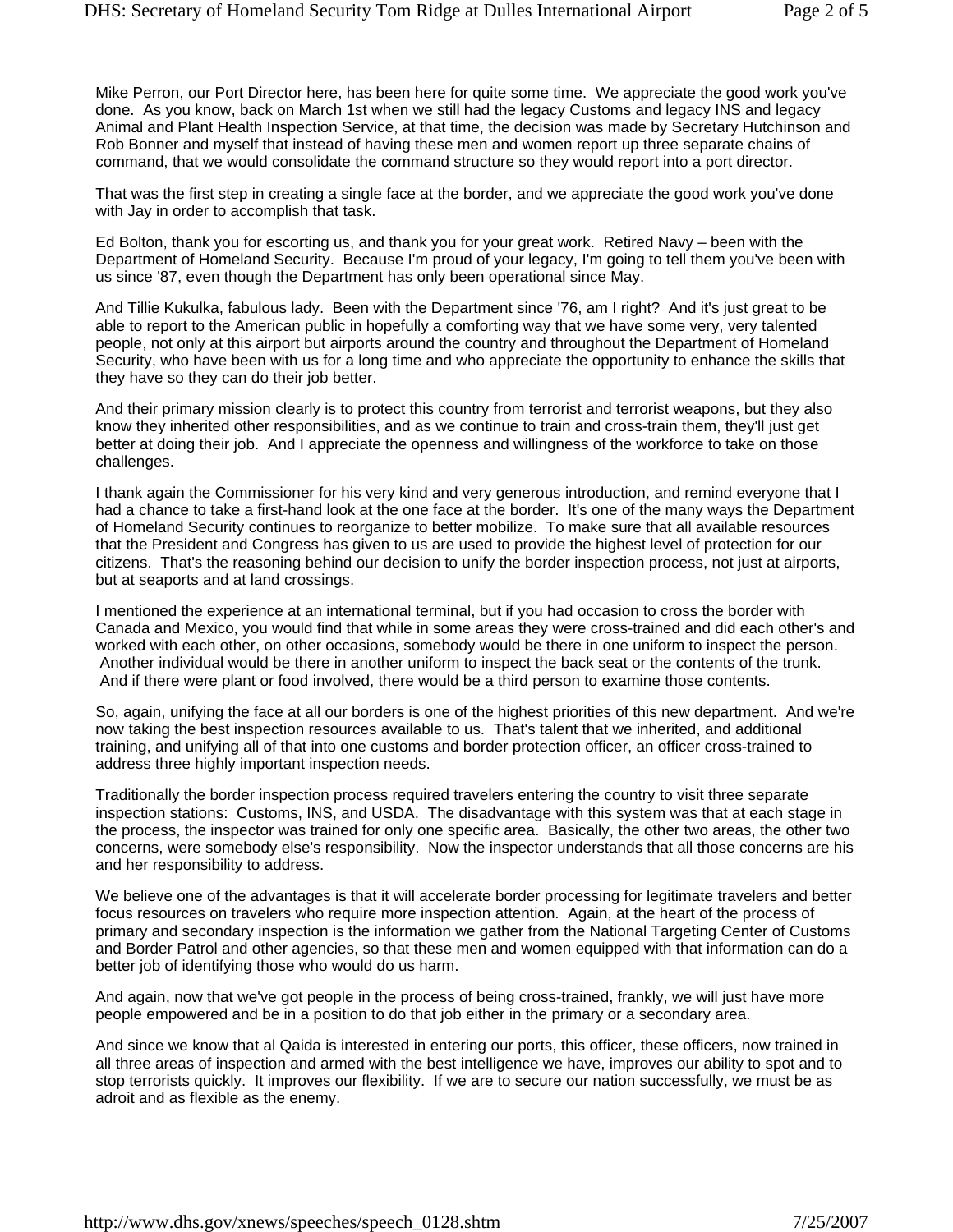Mike Perron, our Port Director here, has been here for quite some time. We appreciate the good work you've done. As you know, back on March 1st when we still had the legacy Customs and legacy INS and legacy Animal and Plant Health Inspection Service, at that time, the decision was made by Secretary Hutchinson and Rob Bonner and myself that instead of having these men and women report up three separate chains of command, that we would consolidate the command structure so they would report into a port director.

That was the first step in creating a single face at the border, and we appreciate the good work you've done with Jay in order to accomplish that task.

Ed Bolton, thank you for escorting us, and thank you for your great work. Retired Navy – been with the Department of Homeland Security. Because I'm proud of your legacy, I'm going to tell them you've been with us since '87, even though the Department has only been operational since May.

And Tillie Kukulka, fabulous lady. Been with the Department since '76, am I right? And it's just great to be able to report to the American public in hopefully a comforting way that we have some very, very talented people, not only at this airport but airports around the country and throughout the Department of Homeland Security, who have been with us for a long time and who appreciate the opportunity to enhance the skills that they have so they can do their job better.

And their primary mission clearly is to protect this country from terrorist and terrorist weapons, but they also know they inherited other responsibilities, and as we continue to train and cross-train them, they'll just get better at doing their job. And I appreciate the openness and willingness of the workforce to take on those challenges.

I thank again the Commissioner for his very kind and very generous introduction, and remind everyone that I had a chance to take a first-hand look at the one face at the border. It's one of the many ways the Department of Homeland Security continues to reorganize to better mobilize. To make sure that all available resources that the President and Congress has given to us are used to provide the highest level of protection for our citizens. That's the reasoning behind our decision to unify the border inspection process, not just at airports, but at seaports and at land crossings.

I mentioned the experience at an international terminal, but if you had occasion to cross the border with Canada and Mexico, you would find that while in some areas they were cross-trained and did each other's and worked with each other, on other occasions, somebody would be there in one uniform to inspect the person. Another individual would be there in another uniform to inspect the back seat or the contents of the trunk. And if there were plant or food involved, there would be a third person to examine those contents.

So, again, unifying the face at all our borders is one of the highest priorities of this new department. And we're now taking the best inspection resources available to us. That's talent that we inherited, and additional training, and unifying all of that into one customs and border protection officer, an officer cross-trained to address three highly important inspection needs.

Traditionally the border inspection process required travelers entering the country to visit three separate inspection stations: Customs, INS, and USDA. The disadvantage with this system was that at each stage in the process, the inspector was trained for only one specific area. Basically, the other two areas, the other two concerns, were somebody else's responsibility. Now the inspector understands that all those concerns are his and her responsibility to address.

We believe one of the advantages is that it will accelerate border processing for legitimate travelers and better focus resources on travelers who require more inspection attention. Again, at the heart of the process of primary and secondary inspection is the information we gather from the National Targeting Center of Customs and Border Patrol and other agencies, so that these men and women equipped with that information can do a better job of identifying those who would do us harm.

And again, now that we've got people in the process of being cross-trained, frankly, we will just have more people empowered and be in a position to do that job either in the primary or a secondary area.

And since we know that al Qaida is interested in entering our ports, this officer, these officers, now trained in all three areas of inspection and armed with the best intelligence we have, improves our ability to spot and to stop terrorists quickly. It improves our flexibility. If we are to secure our nation successfully, we must be as adroit and as flexible as the enemy.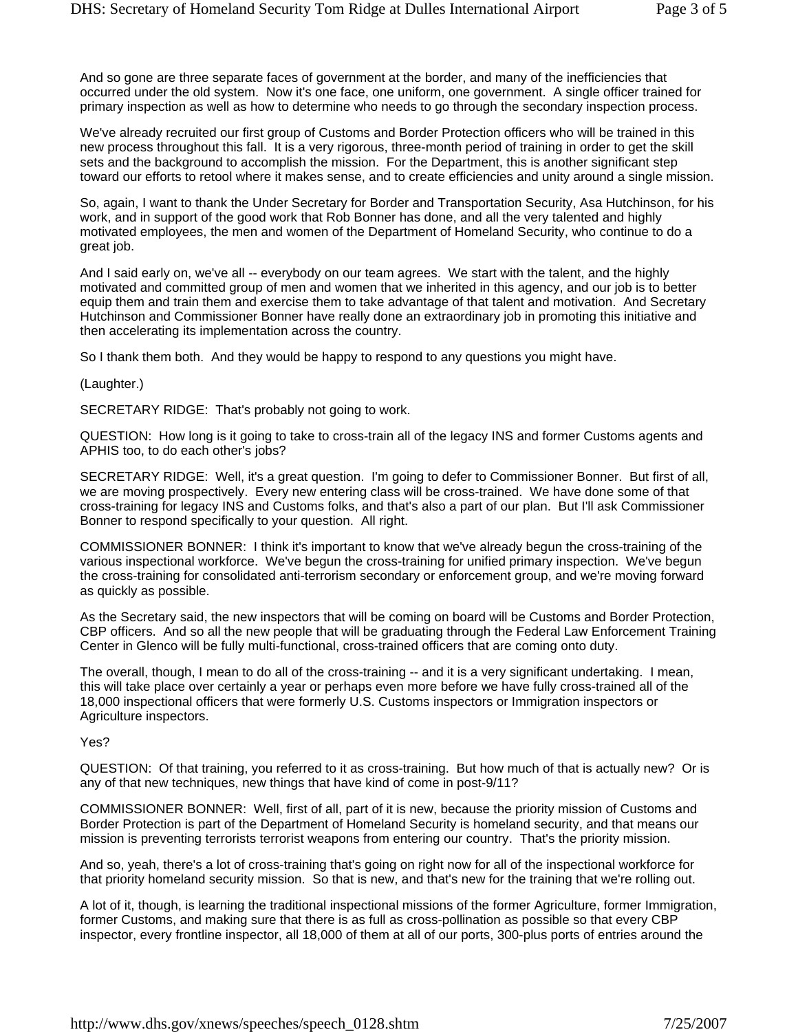And so gone are three separate faces of government at the border, and many of the inefficiencies that occurred under the old system. Now it's one face, one uniform, one government. A single officer trained for primary inspection as well as how to determine who needs to go through the secondary inspection process.

We've already recruited our first group of Customs and Border Protection officers who will be trained in this new process throughout this fall. It is a very rigorous, three-month period of training in order to get the skill sets and the background to accomplish the mission. For the Department, this is another significant step toward our efforts to retool where it makes sense, and to create efficiencies and unity around a single mission.

So, again, I want to thank the Under Secretary for Border and Transportation Security, Asa Hutchinson, for his work, and in support of the good work that Rob Bonner has done, and all the very talented and highly motivated employees, the men and women of the Department of Homeland Security, who continue to do a great job.

And I said early on, we've all -- everybody on our team agrees. We start with the talent, and the highly motivated and committed group of men and women that we inherited in this agency, and our job is to better equip them and train them and exercise them to take advantage of that talent and motivation. And Secretary Hutchinson and Commissioner Bonner have really done an extraordinary job in promoting this initiative and then accelerating its implementation across the country.

So I thank them both. And they would be happy to respond to any questions you might have.

(Laughter.)

SECRETARY RIDGE: That's probably not going to work.

QUESTION: How long is it going to take to cross-train all of the legacy INS and former Customs agents and APHIS too, to do each other's jobs?

SECRETARY RIDGE: Well, it's a great question. I'm going to defer to Commissioner Bonner. But first of all, we are moving prospectively. Every new entering class will be cross-trained. We have done some of that cross-training for legacy INS and Customs folks, and that's also a part of our plan. But I'll ask Commissioner Bonner to respond specifically to your question. All right.

COMMISSIONER BONNER: I think it's important to know that we've already begun the cross-training of the various inspectional workforce. We've begun the cross-training for unified primary inspection. We've begun the cross-training for consolidated anti-terrorism secondary or enforcement group, and we're moving forward as quickly as possible.

As the Secretary said, the new inspectors that will be coming on board will be Customs and Border Protection, CBP officers. And so all the new people that will be graduating through the Federal Law Enforcement Training Center in Glenco will be fully multi-functional, cross-trained officers that are coming onto duty.

The overall, though, I mean to do all of the cross-training -- and it is a very significant undertaking. I mean, this will take place over certainly a year or perhaps even more before we have fully cross-trained all of the 18,000 inspectional officers that were formerly U.S. Customs inspectors or Immigration inspectors or Agriculture inspectors.

Yes?

QUESTION: Of that training, you referred to it as cross-training. But how much of that is actually new? Or is any of that new techniques, new things that have kind of come in post-9/11?

COMMISSIONER BONNER: Well, first of all, part of it is new, because the priority mission of Customs and Border Protection is part of the Department of Homeland Security is homeland security, and that means our mission is preventing terrorists terrorist weapons from entering our country. That's the priority mission.

And so, yeah, there's a lot of cross-training that's going on right now for all of the inspectional workforce for that priority homeland security mission. So that is new, and that's new for the training that we're rolling out.

A lot of it, though, is learning the traditional inspectional missions of the former Agriculture, former Immigration, former Customs, and making sure that there is as full as cross-pollination as possible so that every CBP inspector, every frontline inspector, all 18,000 of them at all of our ports, 300-plus ports of entries around the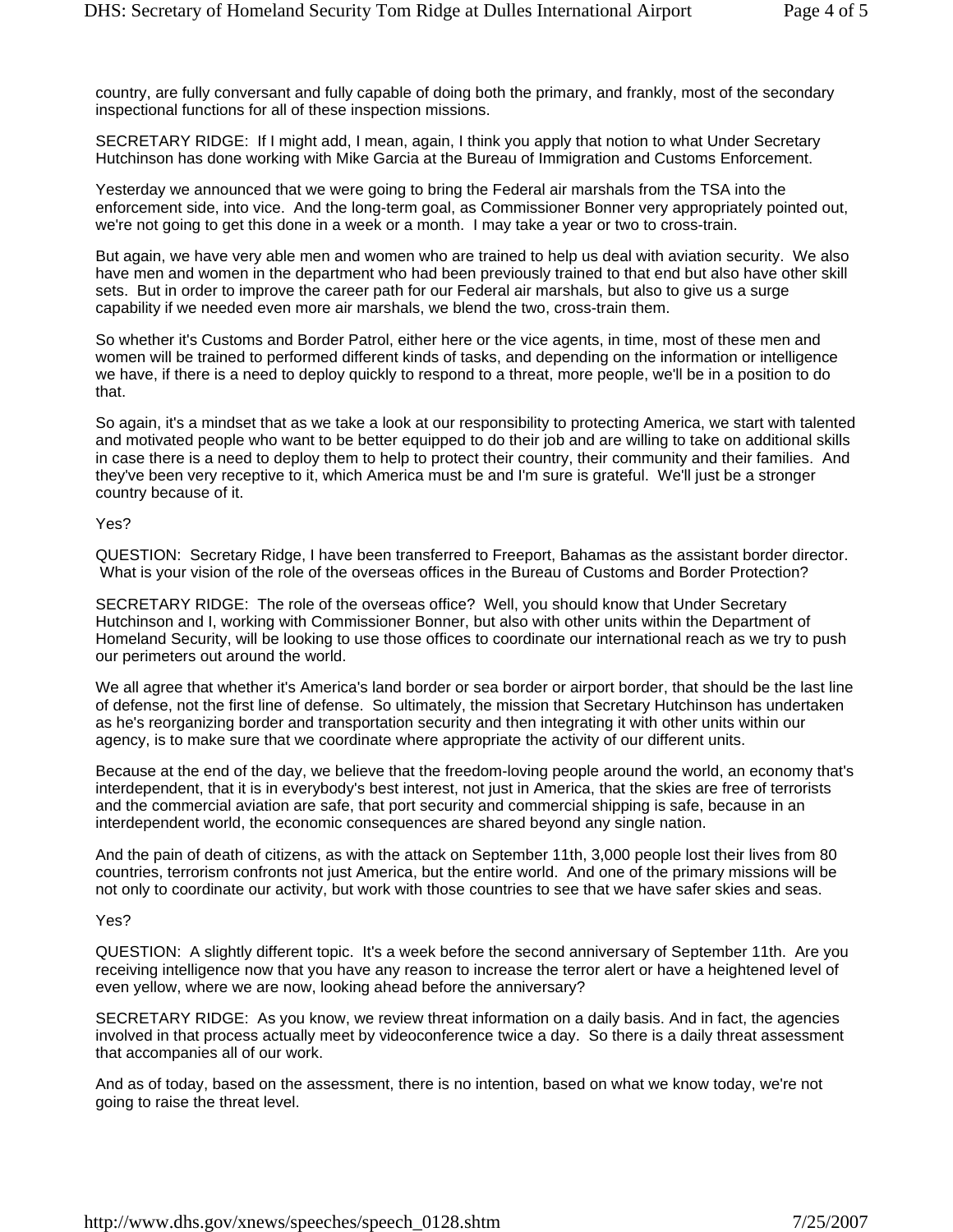country, are fully conversant and fully capable of doing both the primary, and frankly, most of the secondary inspectional functions for all of these inspection missions.

SECRETARY RIDGE: If I might add, I mean, again, I think you apply that notion to what Under Secretary Hutchinson has done working with Mike Garcia at the Bureau of Immigration and Customs Enforcement.

Yesterday we announced that we were going to bring the Federal air marshals from the TSA into the enforcement side, into vice. And the long-term goal, as Commissioner Bonner very appropriately pointed out, we're not going to get this done in a week or a month. I may take a year or two to cross-train.

But again, we have very able men and women who are trained to help us deal with aviation security. We also have men and women in the department who had been previously trained to that end but also have other skill sets. But in order to improve the career path for our Federal air marshals, but also to give us a surge capability if we needed even more air marshals, we blend the two, cross-train them.

So whether it's Customs and Border Patrol, either here or the vice agents, in time, most of these men and women will be trained to performed different kinds of tasks, and depending on the information or intelligence we have, if there is a need to deploy quickly to respond to a threat, more people, we'll be in a position to do that.

So again, it's a mindset that as we take a look at our responsibility to protecting America, we start with talented and motivated people who want to be better equipped to do their job and are willing to take on additional skills in case there is a need to deploy them to help to protect their country, their community and their families. And they've been very receptive to it, which America must be and I'm sure is grateful. We'll just be a stronger country because of it.

Yes?

QUESTION: Secretary Ridge, I have been transferred to Freeport, Bahamas as the assistant border director. What is your vision of the role of the overseas offices in the Bureau of Customs and Border Protection?

SECRETARY RIDGE: The role of the overseas office? Well, you should know that Under Secretary Hutchinson and I, working with Commissioner Bonner, but also with other units within the Department of Homeland Security, will be looking to use those offices to coordinate our international reach as we try to push our perimeters out around the world.

We all agree that whether it's America's land border or sea border or airport border, that should be the last line of defense, not the first line of defense. So ultimately, the mission that Secretary Hutchinson has undertaken as he's reorganizing border and transportation security and then integrating it with other units within our agency, is to make sure that we coordinate where appropriate the activity of our different units.

Because at the end of the day, we believe that the freedom-loving people around the world, an economy that's interdependent, that it is in everybody's best interest, not just in America, that the skies are free of terrorists and the commercial aviation are safe, that port security and commercial shipping is safe, because in an interdependent world, the economic consequences are shared beyond any single nation.

And the pain of death of citizens, as with the attack on September 11th, 3,000 people lost their lives from 80 countries, terrorism confronts not just America, but the entire world. And one of the primary missions will be not only to coordinate our activity, but work with those countries to see that we have safer skies and seas.

Yes?

QUESTION: A slightly different topic. It's a week before the second anniversary of September 11th. Are you receiving intelligence now that you have any reason to increase the terror alert or have a heightened level of even yellow, where we are now, looking ahead before the anniversary?

SECRETARY RIDGE: As you know, we review threat information on a daily basis. And in fact, the agencies involved in that process actually meet by videoconference twice a day. So there is a daily threat assessment that accompanies all of our work.

And as of today, based on the assessment, there is no intention, based on what we know today, we're not going to raise the threat level.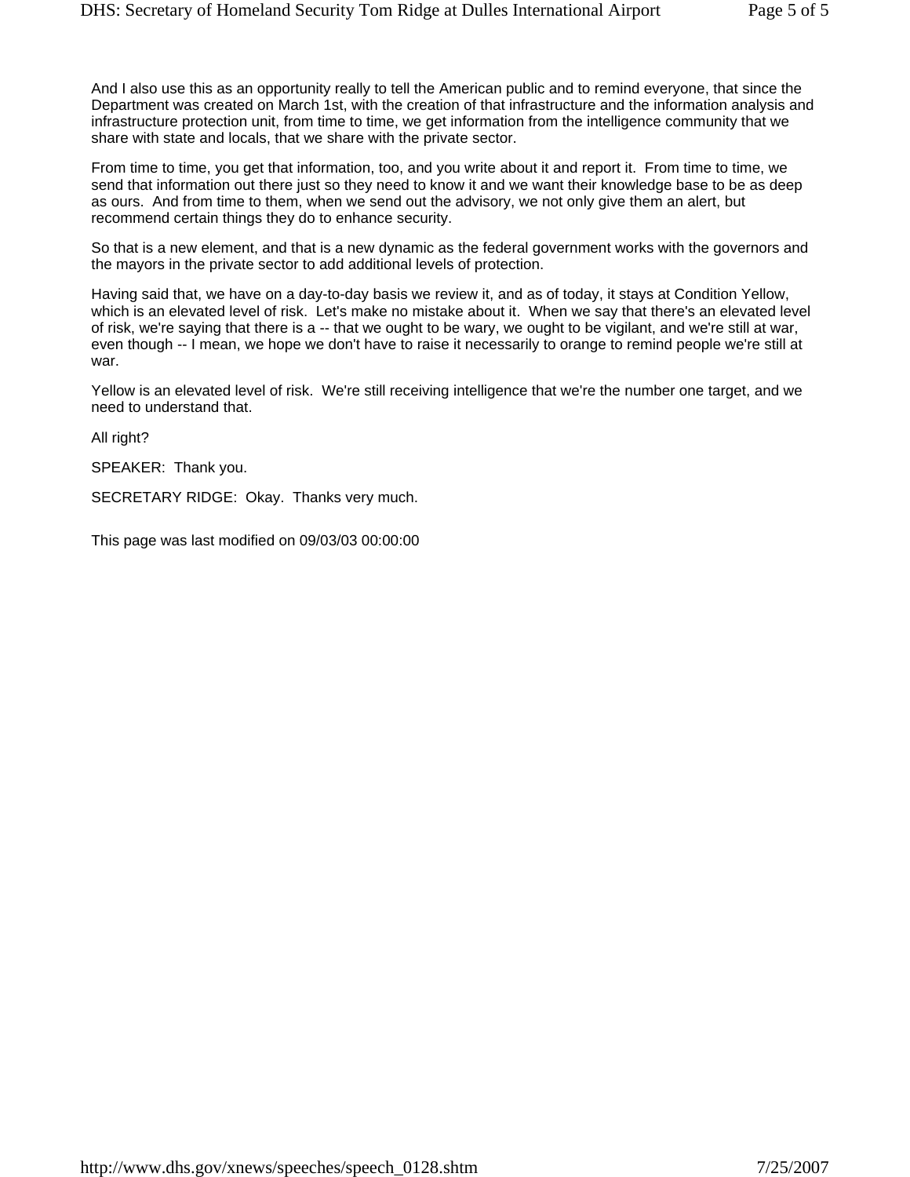And I also use this as an opportunity really to tell the American public and to remind everyone, that since the Department was created on March 1st, with the creation of that infrastructure and the information analysis and infrastructure protection unit, from time to time, we get information from the intelligence community that we share with state and locals, that we share with the private sector.

From time to time, you get that information, too, and you write about it and report it. From time to time, we send that information out there just so they need to know it and we want their knowledge base to be as deep as ours. And from time to them, when we send out the advisory, we not only give them an alert, but recommend certain things they do to enhance security.

So that is a new element, and that is a new dynamic as the federal government works with the governors and the mayors in the private sector to add additional levels of protection.

Having said that, we have on a day-to-day basis we review it, and as of today, it stays at Condition Yellow, which is an elevated level of risk. Let's make no mistake about it. When we say that there's an elevated level of risk, we're saying that there is a -- that we ought to be wary, we ought to be vigilant, and we're still at war, even though -- I mean, we hope we don't have to raise it necessarily to orange to remind people we're still at war.

Yellow is an elevated level of risk. We're still receiving intelligence that we're the number one target, and we need to understand that.

All right?

SPEAKER: Thank you.

SECRETARY RIDGE: Okay. Thanks very much.

This page was last modified on 09/03/03 00:00:00